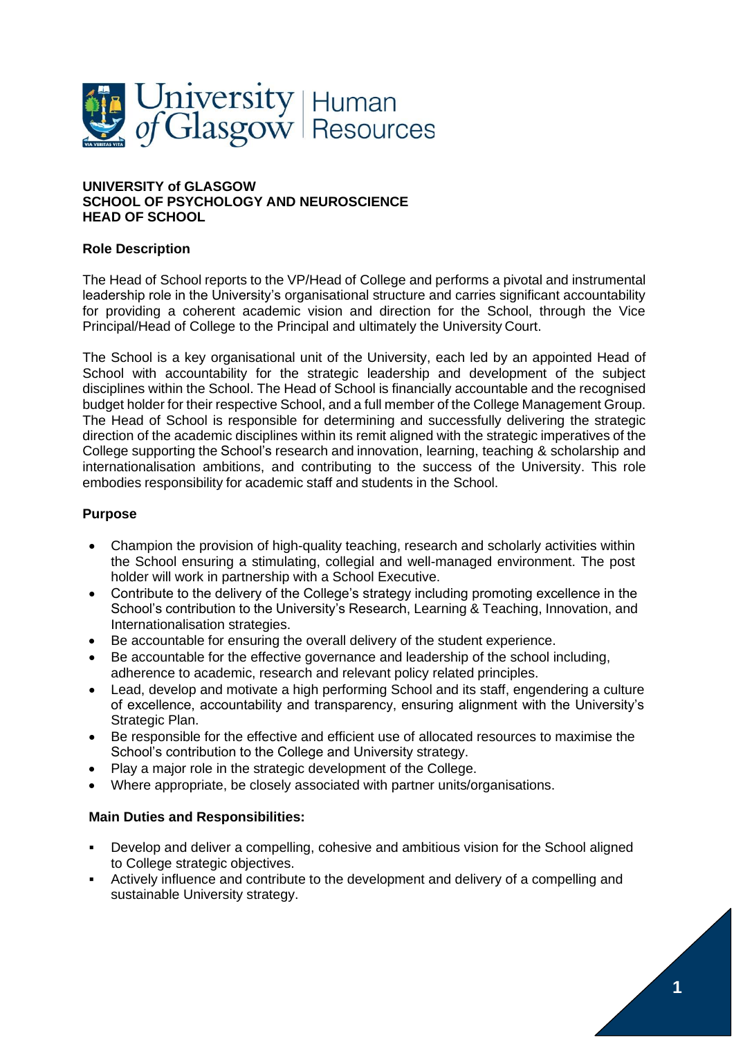**UNIVERSITY of GLASGOW**
**SCHOOL OF PSYCHOLOGY AND NEUROSCIENCE**
**HEAD OF SCHOOL**

## Role Description

The Head of School reports to the VP/Head of College and performs a pivotal and instrumental leadership role in the University's organisational structure and carries significant accountability for providing a coherent academic vision and direction for the School, through the Vice Principal/Head of College to the Principal and ultimately the University Court.

The School is a key organisational unit of the University, each led by an appointed Head of School with accountability for the strategic leadership and development of the subject disciplines within the School. The Head of School is financially accountable and the recognised budget holder for their respective School, and a full member of the College Management Group. The Head of School is responsible for determining and successfully delivering the strategic direction of the academic disciplines within its remit aligned with the strategic imperatives of the College supporting the School's research and innovation, learning, teaching & scholarship and internationalisation ambitions, and contributing to the success of the University. This role embodies responsibility for academic staff and students in the School.

## Purpose

- Champion the provision of high-quality teaching, research and scholarly activities within the School ensuring a stimulating, collegial and well-managed environment. The post holder will work in partnership with a School Executive.
- Contribute to the delivery of the College's strategy including promoting excellence in the School's contribution to the University's Research, Learning & Teaching, Innovation, and Internationalisation strategies.
- Be accountable for ensuring the overall delivery of the student experience.
- Be accountable for the effective governance and leadership of the school including, adherence to academic, research and relevant policy related principles.
- Lead, develop and motivate a high performing School and its staff, engendering a culture of excellence, accountability and transparency, ensuring alignment with the University's Strategic Plan.
- Be responsible for the effective and efficient use of allocated resources to maximise the School's contribution to the College and University strategy.
- Play a major role in the strategic development of the College.
- Where appropriate, be closely associated with partner units/organisations.

## Main Duties and Responsibilities:

- Develop and deliver a compelling, cohesive and ambitious vision for the School aligned to College strategic objectives.
- Actively influence and contribute to the development and delivery of a compelling and sustainable University strategy.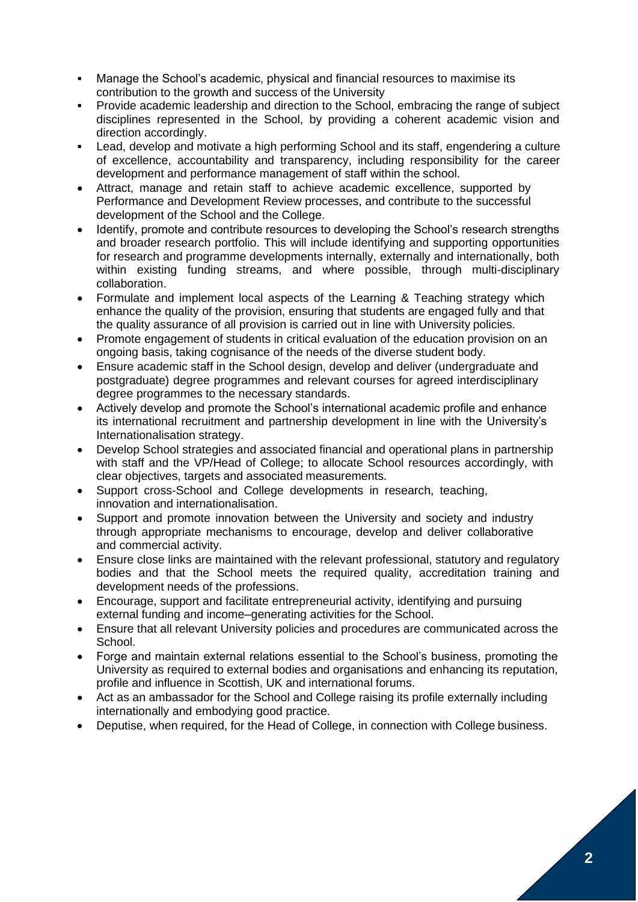- Manage the School's academic, physical and financial resources to maximise its contribution to the growth and success of the University
- Provide academic leadership and direction to the School, embracing the range of subject disciplines represented in the School, by providing a coherent academic vision and direction accordingly.
- Lead, develop and motivate a high performing School and its staff, engendering a culture of excellence, accountability and transparency, including responsibility for the career development and performance management of staff within the school.
- Attract, manage and retain staff to achieve academic excellence, supported by Performance and Development Review processes, and contribute to the successful development of the School and the College.
- Identify, promote and contribute resources to developing the School's research strengths and broader research portfolio. This will include identifying and supporting opportunities for research and programme developments internally, externally and internationally, both within existing funding streams, and where possible, through multi-disciplinary collaboration.
- Formulate and implement local aspects of the Learning & Teaching strategy which enhance the quality of the provision, ensuring that students are engaged fully and that the quality assurance of all provision is carried out in line with University policies.
- Promote engagement of students in critical evaluation of the education provision on an ongoing basis, taking cognisance of the needs of the diverse student body.
- Ensure academic staff in the School design, develop and deliver (undergraduate and postgraduate) degree programmes and relevant courses for agreed interdisciplinary degree programmes to the necessary standards.
- Actively develop and promote the School's international academic profile and enhance its international recruitment and partnership development in line with the University's Internationalisation strategy.
- Develop School strategies and associated financial and operational plans in partnership with staff and the VP/Head of College; to allocate School resources accordingly, with clear objectives, targets and associated measurements.
- Support cross-School and College developments in research, teaching, innovation and internationalisation.
- Support and promote innovation between the University and society and industry through appropriate mechanisms to encourage, develop and deliver collaborative and commercial activity.
- Ensure close links are maintained with the relevant professional, statutory and regulatory bodies and that the School meets the required quality, accreditation training and development needs of the professions.
- Encourage, support and facilitate entrepreneurial activity, identifying and pursuing external funding and income–generating activities for the School.
- Ensure that all relevant University policies and procedures are communicated across the School.
- Forge and maintain external relations essential to the School's business, promoting the University as required to external bodies and organisations and enhancing its reputation, profile and influence in Scottish, UK and international forums.
- Act as an ambassador for the School and College raising its profile externally including internationally and embodying good practice.
- Deputise, when required, for the Head of College, in connection with College business.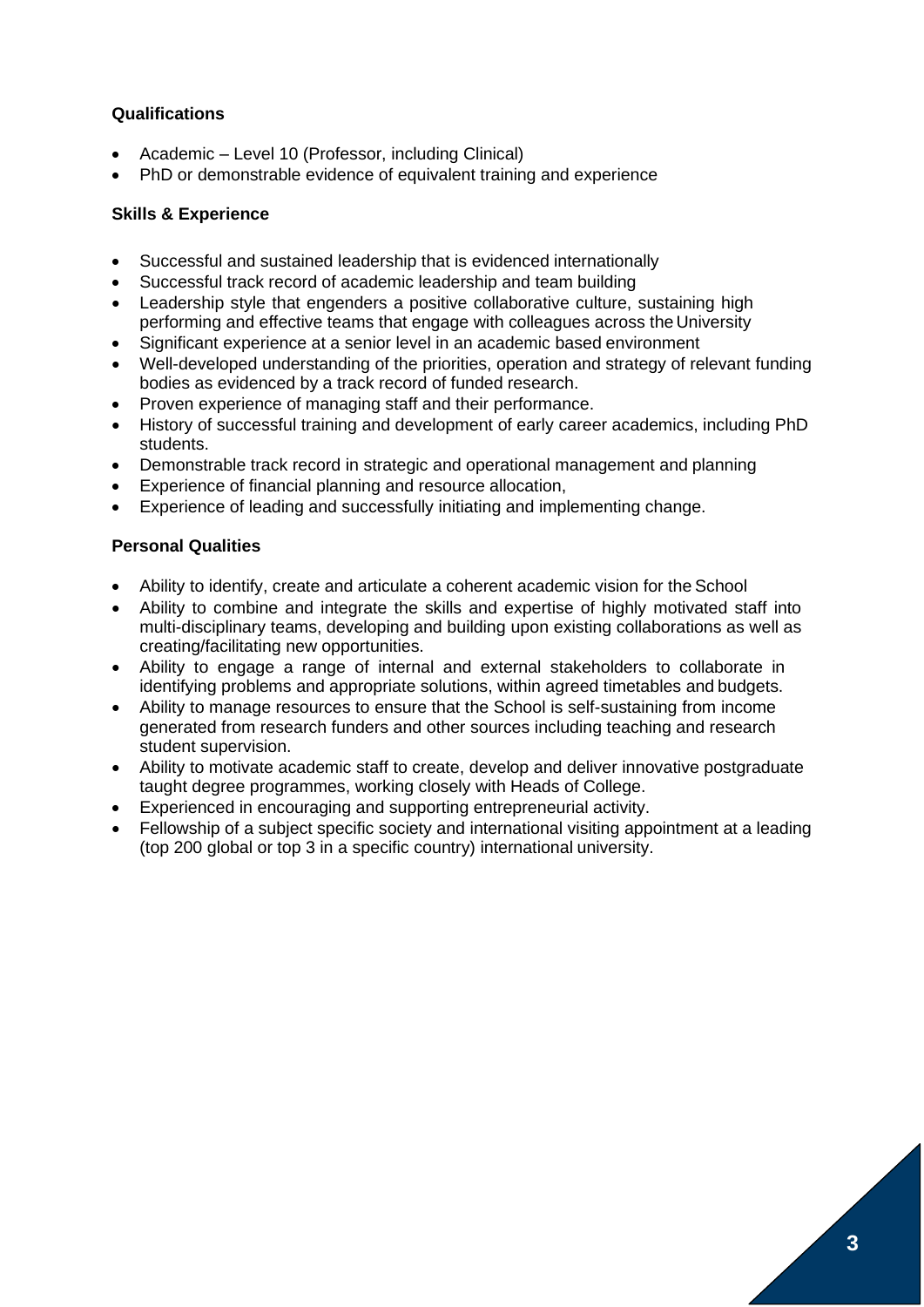**Qualifications**

- Academic – Level 10 (Professor, including Clinical)
- PhD or demonstrable evidence of equivalent training and experience

**Skills & Experience**

- Successful and sustained leadership that is evidenced internationally
- Successful track record of academic leadership and team building
- Leadership style that engenders a positive collaborative culture, sustaining high performing and effective teams that engage with colleagues across the University
- Significant experience at a senior level in an academic based environment
- Well-developed understanding of the priorities, operation and strategy of relevant funding bodies as evidenced by a track record of funded research.
- Proven experience of managing staff and their performance.
- History of successful training and development of early career academics, including PhD students.
- Demonstrable track record in strategic and operational management and planning
- Experience of financial planning and resource allocation,
- Experience of leading and successfully initiating and implementing change.

**Personal Qualities**

- Ability to identify, create and articulate a coherent academic vision for the School
- Ability to combine and integrate the skills and expertise of highly motivated staff into multi-disciplinary teams, developing and building upon existing collaborations as well as creating/facilitating new opportunities.
- Ability to engage a range of internal and external stakeholders to collaborate in identifying problems and appropriate solutions, within agreed timetables and budgets.
- Ability to manage resources to ensure that the School is self-sustaining from income generated from research funders and other sources including teaching and research student supervision.
- Ability to motivate academic staff to create, develop and deliver innovative postgraduate taught degree programmes, working closely with Heads of College.
- Experienced in encouraging and supporting entrepreneurial activity.
- Fellowship of a subject specific society and international visiting appointment at a leading (top 200 global or top 3 in a specific country) international university.